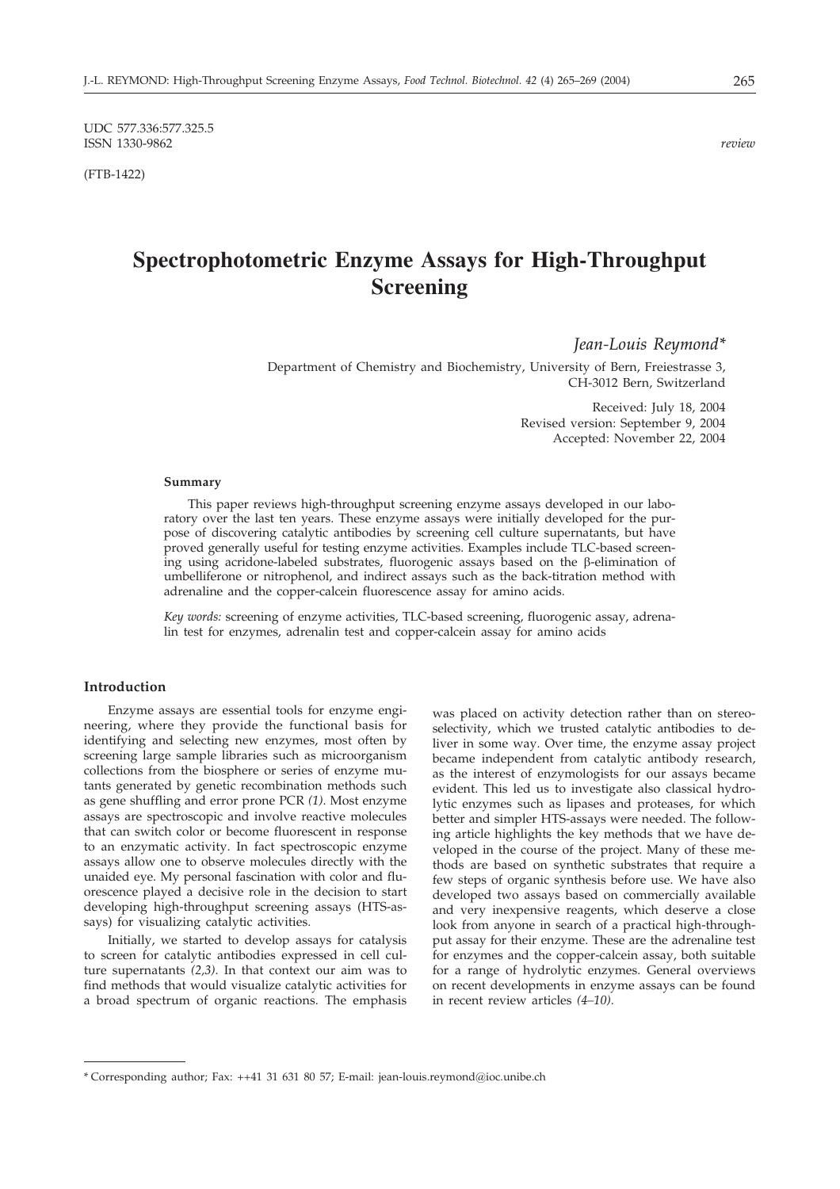UDC 577.336:577.325.5
ISSN 1330-9862

*review*

(FTB-1422)

# Spectrophotometric Enzyme Assays for High-Throughput Screening

*Jean-Louis Reymond**

Department of Chemistry and Biochemistry, University of Bern, Freiestrasse 3, CH-3012 Bern, Switzerland

Received: July 18, 2004
Revised version: September 9, 2004
Accepted: November 22, 2004

#### Summary

This paper reviews high-throughput screening enzyme assays developed in our laboratory over the last ten years. These enzyme assays were initially developed for the purpose of discovering catalytic antibodies by screening cell culture supernatants, but have proved generally useful for testing enzyme activities. Examples include TLC-based screening using acridone-labeled substrates, fluorogenic assays based on the β-elimination of umbelliferone or nitrophenol, and indirect assays such as the back-titration method with adrenaline and the copper-calcein fluorescence assay for amino acids.

*Key words:* screening of enzyme activities, TLC-based screening, fluorogenic assay, adrenalin test for enzymes, adrenalin test and copper-calcein assay for amino acids

## Introduction

Enzyme assays are essential tools for enzyme engineering, where they provide the functional basis for identifying and selecting new enzymes, most often by screening large sample libraries such as microorganism collections from the biosphere or series of enzyme mutants generated by genetic recombination methods such as gene shuffling and error prone PCR *(1)*. Most enzyme assays are spectroscopic and involve reactive molecules that can switch color or become fluorescent in response to an enzymatic activity. In fact spectroscopic enzyme assays allow one to observe molecules directly with the unaided eye. My personal fascination with color and fluorescence played a decisive role in the decision to start developing high-throughput screening assays (HTS-assays) for visualizing catalytic activities.

Initially, we started to develop assays for catalysis to screen for catalytic antibodies expressed in cell culture supernatants *(2,3)*. In that context our aim was to find methods that would visualize catalytic activities for a broad spectrum of organic reactions. The emphasis was placed on activity detection rather than on stereoselectivity, which we trusted catalytic antibodies to deliver in some way. Over time, the enzyme assay project became independent from catalytic antibody research, as the interest of enzymologists for our assays became evident. This led us to investigate also classical hydrolytic enzymes such as lipases and proteases, for which better and simpler HTS-assays were needed. The following article highlights the key methods that we have developed in the course of the project. Many of these methods are based on synthetic substrates that require a few steps of organic synthesis before use. We have also developed two assays based on commercially available and very inexpensive reagents, which deserve a close look from anyone in search of a practical high-throughput assay for their enzyme. These are the adrenaline test for enzymes and the copper-calcein assay, both suitable for a range of hydrolytic enzymes. General overviews on recent developments in enzyme assays can be found in recent review articles *(4–10)*.

\* Corresponding author; Fax: ++41 31 631 80 57; E-mail: jean-louis.reymond@ioc.unibe.ch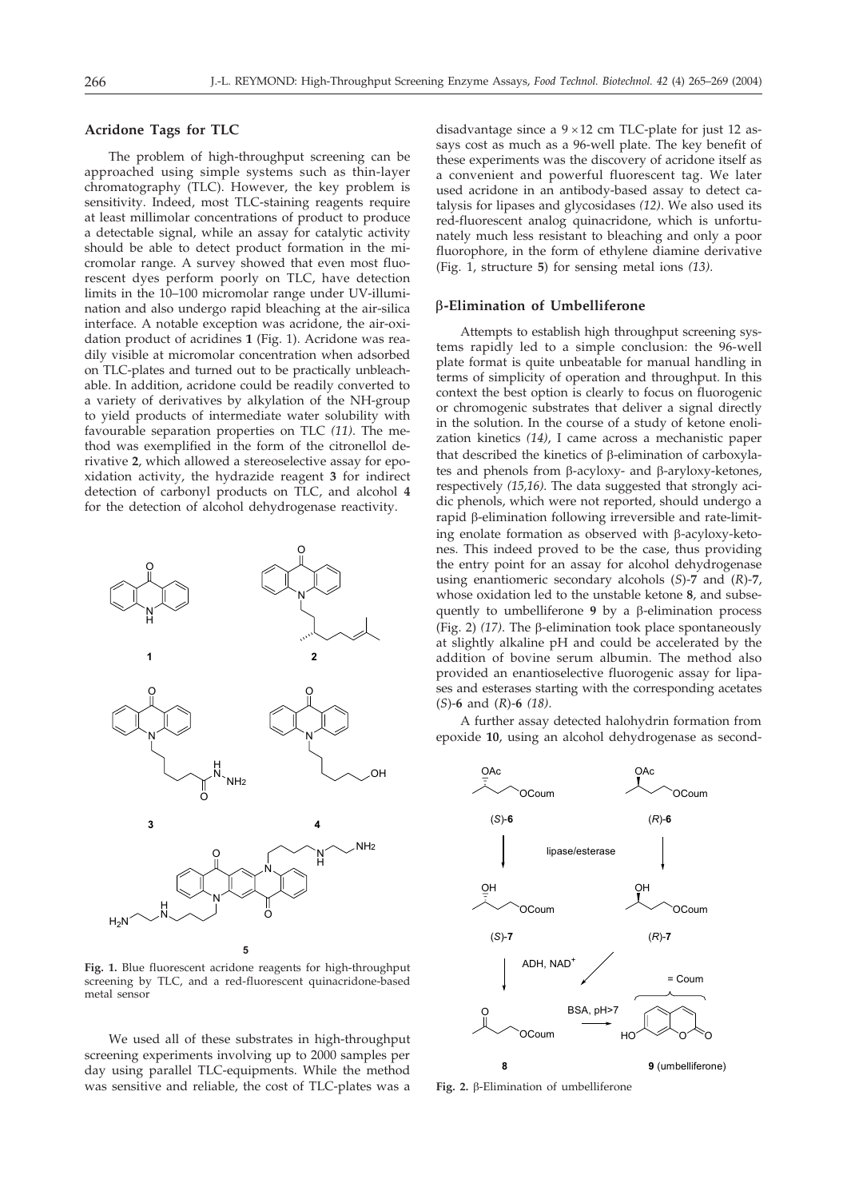## Acridone Tags for TLC

The problem of high-throughput screening can be approached using simple systems such as thin-layer chromatography (TLC). However, the key problem is sensitivity. Indeed, most TLC-staining reagents require at least millimolar concentrations of product to produce a detectable signal, while an assay for catalytic activity should be able to detect product formation in the micromolar range. A survey showed that even most fluorescent dyes perform poorly on TLC, have detection limits in the 10–100 micromolar range under UV-illumination and also undergo rapid bleaching at the air-silica interface. A notable exception was acridone, the air-oxidation product of acridines **1** (Fig. 1). Acridone was readily visible at micromolar concentration when adsorbed on TLC-plates and turned out to be practically unbleachable. In addition, acridone could be readily converted to a variety of derivatives by alkylation of the NH-group to yield products of intermediate water solubility with favourable separation properties on TLC *(11)*. The method was exemplified in the form of the citronellol derivative **2**, which allowed a stereoselective assay for epoxidation activity, the hydrazide reagent **3** for indirect detection of carbonyl products on TLC, and alcohol **4** for the detection of alcohol dehydrogenase reactivity.

**Fig. 1.** Blue fluorescent acridone reagents for high-throughput screening by TLC, and a red-fluorescent quinacridone-based metal sensor

We used all of these substrates in high-throughput screening experiments involving up to 2000 samples per day using parallel TLC-equipments. While the method was sensitive and reliable, the cost of TLC-plates was a disadvantage since a 9 × 12 cm TLC-plate for just 12 assays cost as much as a 96-well plate. The key benefit of these experiments was the discovery of acridone itself as a convenient and powerful fluorescent tag. We later used acridone in an antibody-based assay to detect catalysis for lipases and glycosidases *(12)*. We also used its red-fluorescent analog quinacridone, which is unfortunately much less resistant to bleaching and only a poor fluorophore, in the form of ethylene diamine derivative (Fig. 1, structure **5**) for sensing metal ions *(13)*.

## β-Elimination of Umbelliferone

Attempts to establish high throughput screening systems rapidly led to a simple conclusion: the 96-well plate format is quite unbeatable for manual handling in terms of simplicity of operation and throughput. In this context the best option is clearly to focus on fluorogenic or chromogenic substrates that deliver a signal directly in the solution. In the course of a study of ketone enolization kinetics *(14)*, I came across a mechanistic paper that described the kinetics of β-elimination of carboxylates and phenols from β-acyloxy- and β-aryloxy-ketones, respectively *(15,16)*. The data suggested that strongly acidic phenols, which were not reported, should undergo a rapid β-elimination following irreversible and rate-limiting enolate formation as observed with β-acyloxy-ketones. This indeed proved to be the case, thus providing the entry point for an assay for alcohol dehydrogenase using enantiomeric secondary alcohols (*S*)-**7** and (*R*)-**7**, whose oxidation led to the unstable ketone **8**, and subsequently to umbelliferone **9** by a β-elimination process (Fig. 2) *(17)*. The β-elimination took place spontaneously at slightly alkaline pH and could be accelerated by the addition of bovine serum albumin. The method also provided an enantioselective fluorogenic assay for lipases and esterases starting with the corresponding acetates (*S*)-**6** and (*R*)-**6** *(18)*.

A further assay detected halohydrin formation from epoxide **10**, using an alcohol dehydrogenase as second-

**Fig. 2.** β-Elimination of umbelliferone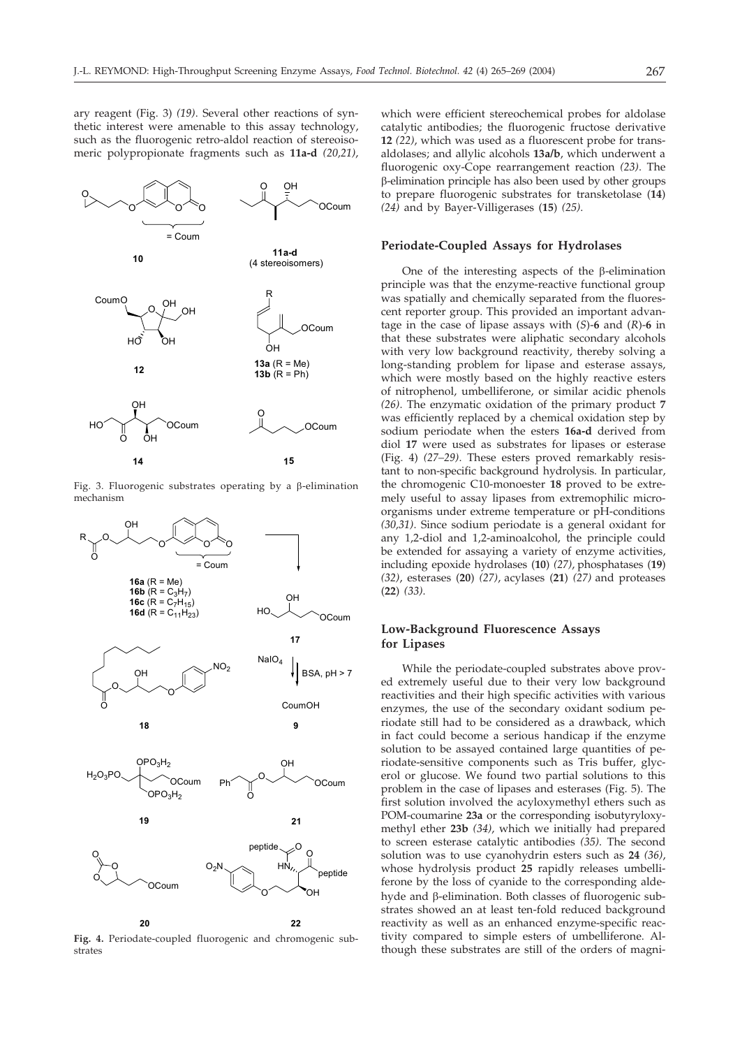ary reagent (Fig. 3) *(19)*. Several other reactions of synthetic interest were amenable to this assay technology, such as the fluorogenic retro-aldol reaction of stereoisomeric polypropionate fragments such as **11a-d** *(20,21)*, which were efficient stereochemical probes for aldolase catalytic antibodies; the fluorogenic fructose derivative **12** *(22)*, which was used as a fluorescent probe for transaldolases; and allylic alcohols **13a/b**, which underwent a fluorogenic oxy-Cope rearrangement reaction *(23)*. The β-elimination principle has also been used by other groups to prepare fluorogenic substrates for transketolase (**14**) *(24)* and by Bayer-Villigerases (**15**) *(25)*.

Fig. 3. Fluorogenic substrates operating by a β-elimination mechanism

**Fig. 4.** Periodate-coupled fluorogenic and chromogenic substrates

## Periodate-Coupled Assays for Hydrolases

One of the interesting aspects of the β-elimination principle was that the enzyme-reactive functional group was spatially and chemically separated from the fluorescent reporter group. This provided an important advantage in the case of lipase assays with (*S*)-**6** and (*R*)-**6** in that these substrates were aliphatic secondary alcohols with very low background reactivity, thereby solving a long-standing problem for lipase and esterase assays, which were mostly based on the highly reactive esters of nitrophenol, umbelliferone, or similar acidic phenols *(26)*. The enzymatic oxidation of the primary product **7** was efficiently replaced by a chemical oxidation step by sodium periodate when the esters **16a-d** derived from diol **17** were used as substrates for lipases or esterase (Fig. 4) *(27–29)*. These esters proved remarkably resistant to non-specific background hydrolysis. In particular, the chromogenic C10-monoester **18** proved to be extremely useful to assay lipases from extremophilic microorganisms under extreme temperature or pH-conditions *(30,31)*. Since sodium periodate is a general oxidant for any 1,2-diol and 1,2-aminoalcohol, the principle could be extended for assaying a variety of enzyme activities, including epoxide hydrolases (**10**) *(27)*, phosphatases (**19**) *(32)*, esterases (**20**) *(27)*, acylases (**21**) *(27)* and proteases (**22**) *(33)*.

## Low-Background Fluorescence Assays for Lipases

While the periodate-coupled substrates above proved extremely useful due to their very low background reactivities and their high specific activities with various enzymes, the use of the secondary oxidant sodium periodate still had to be considered as a drawback, which in fact could become a serious handicap if the enzyme solution to be assayed contained large quantities of periodate-sensitive components such as Tris buffer, glycerol or glucose. We found two partial solutions to this problem in the case of lipases and esterases (Fig. 5). The first solution involved the acyloxymethyl ethers such as POM-coumarine **23a** or the corresponding isobutyryloxymethyl ether **23b** *(34)*, which we initially had prepared to screen esterase catalytic antibodies *(35)*. The second solution was to use cyanohydrin esters such as **24** *(36)*, whose hydrolysis product **25** rapidly releases umbelliferone by the loss of cyanide to the corresponding aldehyde and β-elimination. Both classes of fluorogenic substrates showed an at least ten-fold reduced background reactivity as well as an enhanced enzyme-specific reactivity compared to simple esters of umbelliferone. Although these substrates are still of the orders of magni-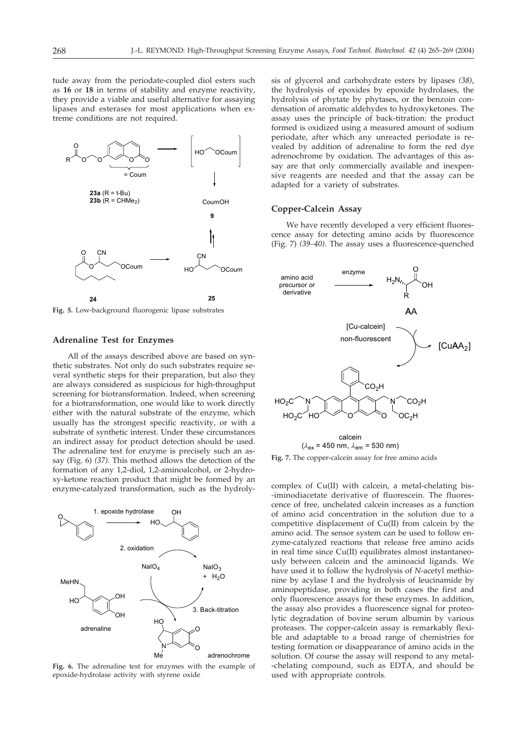tude away from the periodate-coupled diol esters such as **16** or **18** in terms of stability and enzyme reactivity, they provide a viable and useful alternative for assaying lipases and esterases for most applications when extreme conditions are not required.

**Fig. 5.** Low-background fluorogenic lipase substrates

### Adrenaline Test for Enzymes

All of the assays described above are based on synthetic substrates. Not only do such substrates require several synthetic steps for their preparation, but also they are always considered as suspicious for high-throughput screening for biotransformation. Indeed, when screening for a biotransformation, one would like to work directly either with the natural substrate of the enzyme, which usually has the strongest specific reactivity, or with a substrate of synthetic interest. Under these circumstances an indirect assay for product detection should be used. The adrenaline test for enzyme is precisely such an assay (Fig. 6) *(37)*. This method allows the detection of the formation of any 1,2-diol, 1,2-aminoalcohol, or 2-hydroxy-ketone reaction product that might be formed by an enzyme-catalyzed transformation, such as the hydrolysis of glycerol and carbohydrate esters by lipases *(38)*, the hydrolysis of epoxides by epoxide hydrolases, the hydrolysis of phytate by phytases, or the benzoin condensation of aromatic aldehydes to hydroxyketones. The assay uses the principle of back-titration: the product formed is oxidized using a measured amount of sodium periodate, after which any unreacted periodate is revealed by addition of adrenaline to form the red dye adrenochrome by oxidation. The advantages of this assay are that only commercially available and inexpensive reagents are needed and that the assay can be adapted for a variety of substrates.

**Fig. 6.** The adrenaline test for enzymes with the example of epoxide-hydrolase activity with styrene oxide

### Copper-Calcein Assay

We have recently developed a very efficient fluorescence assay for detecting amino acids by fluorescence (Fig. 7) *(39–40)*. The assay uses a fluorescence-quenched complex of Cu(II) with calcein, a metal-chelating bis-iminodiacetate derivative of fluorescein. The fluorescence of free, unchelated calcein increases as a function of amino acid concentration in the solution due to a competitive displacement of Cu(II) from calcein by the amino acid. The sensor system can be used to follow enzyme-catalyzed reactions that release free amino acids in real time since Cu(II) equilibrates almost instantaneously between calcein and the aminoacid ligands. We have used it to follow the hydrolysis of *N*-acetyl methionine by acylase I and the hydrolysis of leucinamide by aminopeptidase, providing in both cases the first and only fluorescence assays for these enzymes. In addition, the assay also provides a fluorescence signal for proteolytic degradation of bovine serum albumin by various proteases. The copper-calcein assay is remarkably flexible and adaptable to a broad range of chemistries for testing formation or disappearance of amino acids in the solution. Of course the assay will respond to any metal-chelating compound, such as EDTA, and should be used with appropriate controls.

**Fig. 7.** The copper-calcein assay for free amino acids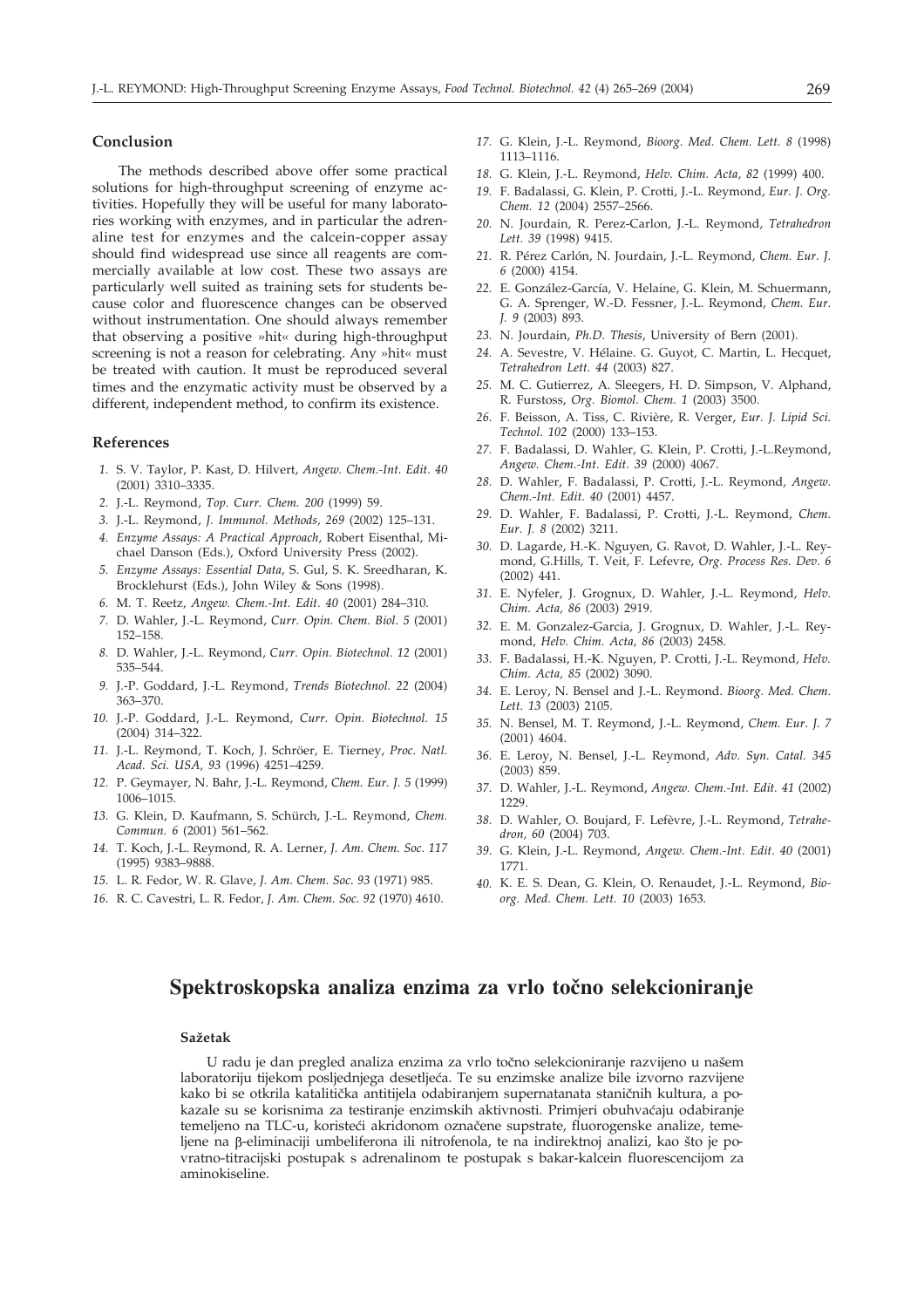## Conclusion

The methods described above offer some practical solutions for high-throughput screening of enzyme activities. Hopefully they will be useful for many laboratories working with enzymes, and in particular the adrenaline test for enzymes and the calcein-copper assay should find widespread use since all reagents are commercially available at low cost. These two assays are particularly well suited as training sets for students because color and fluorescence changes can be observed without instrumentation. One should always remember that observing a positive »hit« during high-throughput screening is not a reason for celebrating. Any »hit« must be treated with caution. It must be reproduced several times and the enzymatic activity must be observed by a different, independent method, to confirm its existence.

## References

1. S. V. Taylor, P. Kast, D. Hilvert, *Angew. Chem.-Int. Edit. 40* (2001) 3310–3335.
2. J.-L. Reymond, *Top. Curr. Chem. 200* (1999) 59.
3. J.-L. Reymond, *J. Immunol. Methods, 269* (2002) 125–131.
4. *Enzyme Assays: A Practical Approach*, Robert Eisenthal, Michael Danson (Eds.), Oxford University Press (2002).
5. *Enzyme Assays: Essential Data*, S. Gul, S. K. Sreedharan, K. Brocklehurst (Eds.), John Wiley & Sons (1998).
6. M. T. Reetz, *Angew. Chem.-Int. Edit. 40* (2001) 284–310.
7. D. Wahler, J.-L. Reymond, *Curr. Opin. Chem. Biol. 5* (2001) 152–158.
8. D. Wahler, J.-L. Reymond, *Curr. Opin. Biotechnol. 12* (2001) 535–544.
9. J.-P. Goddard, J.-L. Reymond, *Trends Biotechnol. 22* (2004) 363–370.
10. J.-P. Goddard, J.-L. Reymond, *Curr. Opin. Biotechnol. 15* (2004) 314–322.
11. J.-L. Reymond, T. Koch, J. Schröer, E. Tierney, *Proc. Natl. Acad. Sci. USA, 93* (1996) 4251–4259.
12. P. Geymayer, N. Bahr, J.-L. Reymond, *Chem. Eur. J. 5* (1999) 1006–1015.
13. G. Klein, D. Kaufmann, S. Schürch, J.-L. Reymond, *Chem. Commun. 6* (2001) 561–562.
14. T. Koch, J.-L. Reymond, R. A. Lerner, *J. Am. Chem. Soc. 117* (1995) 9383–9888.
15. L. R. Fedor, W. R. Glave, *J. Am. Chem. Soc. 93* (1971) 985.
16. R. C. Cavestri, L. R. Fedor, *J. Am. Chem. Soc. 92* (1970) 4610.
17. G. Klein, J.-L. Reymond, *Bioorg. Med. Chem. Lett. 8* (1998) 1113–1116.
18. G. Klein, J.-L. Reymond, *Helv. Chim. Acta, 82* (1999) 400.
19. F. Badalassi, G. Klein, P. Crotti, J.-L. Reymond, *Eur. J. Org. Chem. 12* (2004) 2557–2566.
20. N. Jourdain, R. Perez-Carlon, J.-L. Reymond, *Tetrahedron Lett. 39* (1998) 9415.
21. R. Pérez Carlón, N. Jourdain, J.-L. Reymond, *Chem. Eur. J. 6* (2000) 4154.
22. E. González-García, V. Helaine, G. Klein, M. Schuermann, G. A. Sprenger, W.-D. Fessner, J.-L. Reymond, *Chem. Eur. J. 9* (2003) 893.
23. N. Jourdain, *Ph.D. Thesis*, University of Bern (2001).
24. A. Sevestre, V. Hélaine. G. Guyot, C. Martin, L. Hecquet, *Tetrahedron Lett. 44* (2003) 827.
25. M. C. Gutierrez, A. Sleegers, H. D. Simpson, V. Alphand, R. Furstoss, *Org. Biomol. Chem. 1* (2003) 3500.
26. F. Beisson, A. Tiss, C. Rivière, R. Verger, *Eur. J. Lipid Sci. Technol. 102* (2000) 133–153.
27. F. Badalassi, D. Wahler, G. Klein, P. Crotti, J.-L.Reymond, *Angew. Chem.-Int. Edit. 39* (2000) 4067.
28. D. Wahler, F. Badalassi, P. Crotti, J.-L. Reymond, *Angew. Chem.-Int. Edit. 40* (2001) 4457.
29. D. Wahler, F. Badalassi, P. Crotti, J.-L. Reymond, *Chem. Eur. J. 8* (2002) 3211.
30. D. Lagarde, H.-K. Nguyen, G. Ravot, D. Wahler, J.-L. Reymond, G.Hills, T. Veit, F. Lefevre, *Org. Process Res. Dev. 6* (2002) 441.
31. E. Nyfeler, J. Grognux, D. Wahler, J.-L. Reymond, *Helv. Chim. Acta, 86* (2003) 2919.
32. E. M. Gonzalez-Garcia, J. Grognux, D. Wahler, J.-L. Reymond, *Helv. Chim. Acta, 86* (2003) 2458.
33. F. Badalassi, H.-K. Nguyen, P. Crotti, J.-L. Reymond, *Helv. Chim. Acta, 85* (2002) 3090.
34. E. Leroy, N. Bensel and J.-L. Reymond. *Bioorg. Med. Chem. Lett. 13* (2003) 2105.
35. N. Bensel, M. T. Reymond, J.-L. Reymond, *Chem. Eur. J. 7* (2001) 4604.
36. E. Leroy, N. Bensel, J.-L. Reymond, *Adv. Syn. Catal. 345* (2003) 859.
37. D. Wahler, J.-L. Reymond, *Angew. Chem.-Int. Edit. 41* (2002) 1229.
38. D. Wahler, O. Boujard, F. Lefèvre, J.-L. Reymond, *Tetrahedron, 60* (2004) 703.
39. G. Klein, J.-L. Reymond, *Angew. Chem.-Int. Edit. 40* (2001) 1771.
40. K. E. S. Dean, G. Klein, O. Renaudet, J.-L. Reymond, *Bioorg. Med. Chem. Lett. 10* (2003) 1653.

# Spektroskopska analiza enzima za vrlo točno selekcioniranje

### Sažetak

U radu je dan pregled analiza enzima za vrlo točno selekcioniranje razvijeno u našem laboratoriju tijekom posljednjega desetljeća. Te su enzimske analize bile izvorno razvijene kako bi se otkrila katalitička antitijela odabiranjem supernatanata staničnih kultura, a pokazale su se korisnima za testiranje enzimskih aktivnosti. Primjeri obuhvaćaju odabiranje temeljeno na TLC-u, koristeći akridonom označene supstrate, fluorogenske analize, temeljene na β-eliminaciji umbeliferona ili nitrofenola, te na indirektnoj analizi, kao što je povratno-titracijski postupak s adrenalinom te postupak s bakar-kalcein fluorescencijom za aminokiseline.